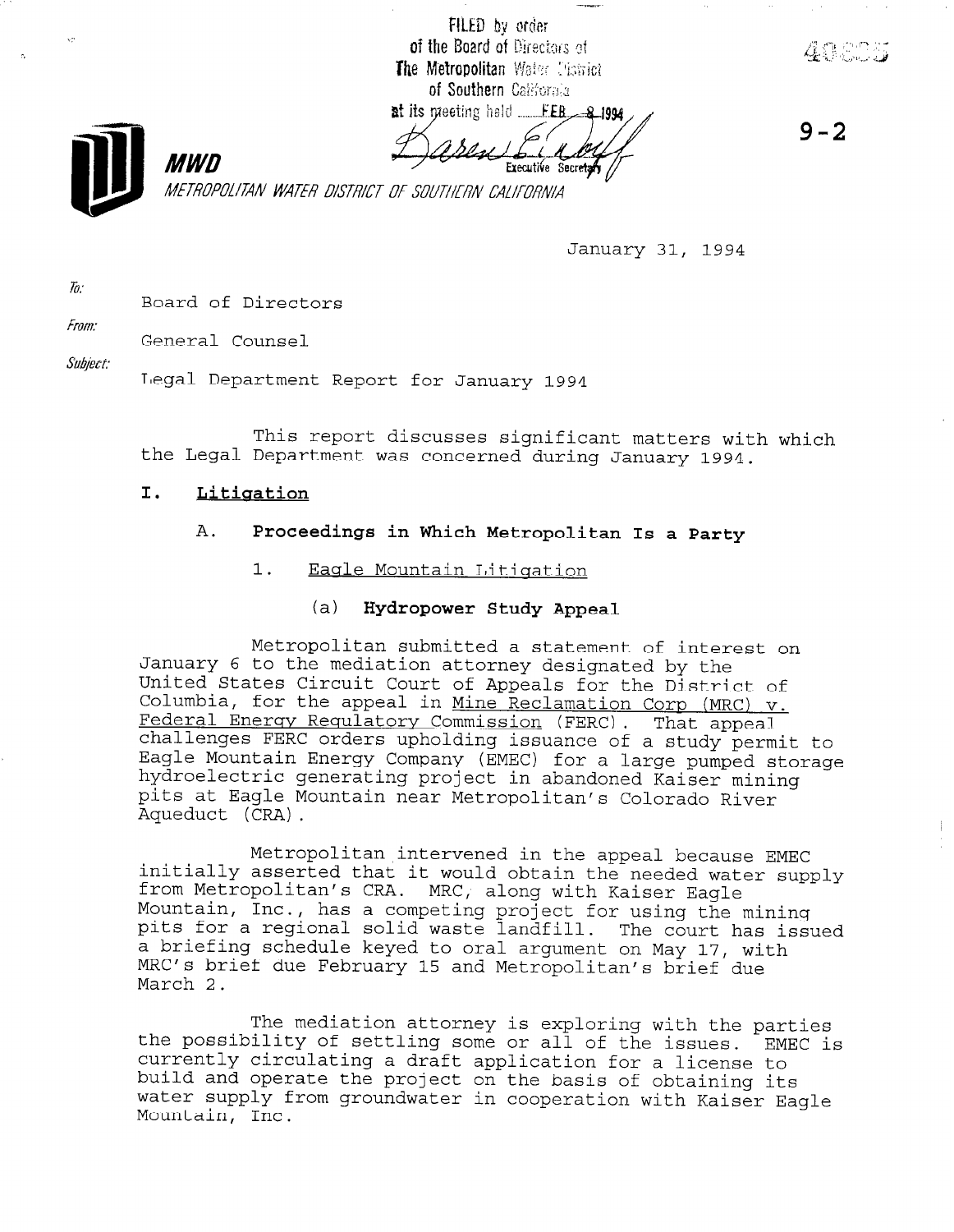FILED by order of the Board of Directors of The Metropolitan Water District of Southern California at its meeting held FEB 8 1994

Executive Secretary

9-2

**MWD**

*METROPOLITAN WATER DISTRICT OF SOUTHERN CALIFORNIA*

January 31, 1994

*To:* Board of Directors

*From:* General Counsel

*Subject:* Legal Department Report for January 1994

This report discusses significant matters with which the Legal Department was concerned during January 1994.

## I. Litigation

### A. Proceedings in Which Metropolitan Is a Party

#### 1. Eagle Mountain Litigation

##### (a) Hydropower Study Appeal

Metropolitan submitted a statement of interest on January 6 to the mediation attorney designated by the United States Circuit Court of Appeals for the District of Columbia, for the appeal in Mine Reclamation Corp (MRC) v. Federal Energy Regulatory Commission (FERC). That appeal challenges FERC orders upholding issuance of a study permit to Eagle Mountain Energy Company (EMEC) for a large pumped storage hydroelectric generating project in abandoned Kaiser mining pits at Eagle Mountain near Metropolitan's Colorado River Aqueduct (CRA).

Metropolitan intervened in the appeal because EMEC initially asserted that it would obtain the needed water supply from Metropolitan's CRA. MRC, along with Kaiser Eagle Mountain, Inc., has a competing project for using the mining pits for a regional solid waste landfill. The court has issued a briefing schedule keyed to oral argument on May 17, with MRC's brief due February 15 and Metropolitan's brief due March 2.

The mediation attorney is exploring with the parties the possibility of settling some or all of the issues. EMEC is currently circulating a draft application for a license to build and operate the project on the basis of obtaining its water supply from groundwater in cooperation with Kaiser Eagle Mountain, Inc.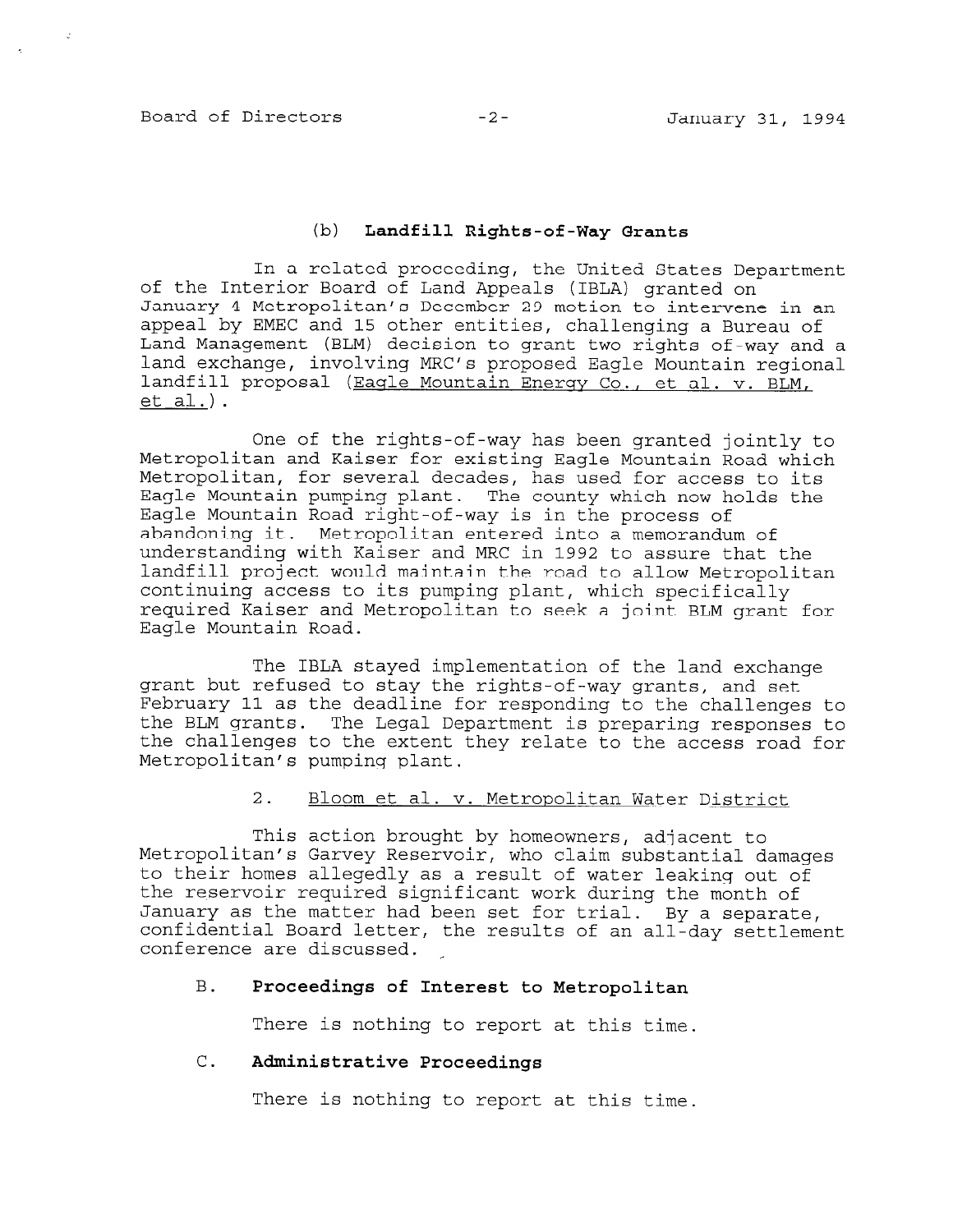### (b) **Landfill Rights-of-Way Grants**

In a related proceeding, the United States Department of the Interior Board of Land Appeals (IBLA) granted on January 4 Metropolitan's December 29 motion to intervene in an appeal by EMEC and 15 other entities, challenging a Bureau of Land Management (BLM) decision to grant two rights of-way and a land exchange, involving MRC's proposed Eagle Mountain regional landfill proposal (Eagle Mountain Energy Co., et al. v. BLM, et al.).

One of the rights-of-way has been granted jointly to Metropolitan and Kaiser for existing Eagle Mountain Road which Metropolitan, for several decades, has used for access to its Eagle Mountain pumping plant. The county which now holds the Eagle Mountain Road right-of-way is in the process of abandoning it. Metropolitan entered into a memorandum of understanding with Kaiser and MRC in 1992 to assure that the landfill project would maintain the road to allow Metropolitan continuing access to its pumping plant, which specifically required Kaiser and Metropolitan to seek a joint BLM grant for Eagle Mountain Road.

The IBLA stayed implementation of the land exchange grant but refused to stay the rights-of-way grants, and set February 11 as the deadline for responding to the challenges to the BLM grants. The Legal Department is preparing responses to the challenges to the extent they relate to the access road for Metropolitan's pumping plant.

2. Bloom et al. v. Metropolitan Water District

This action brought by homeowners, adjacent to Metropolitan's Garvey Reservoir, who claim substantial damages to their homes allegedly as a result of water leaking out of the reservoir required significant work during the month of January as the matter had been set for trial. By a separate, confidential Board letter, the results of an all-day settlement conference are discussed.

## B. **Proceedings of Interest to Metropolitan**

There is nothing to report at this time.

## C. **Administrative Proceedings**

There is nothing to report at this time.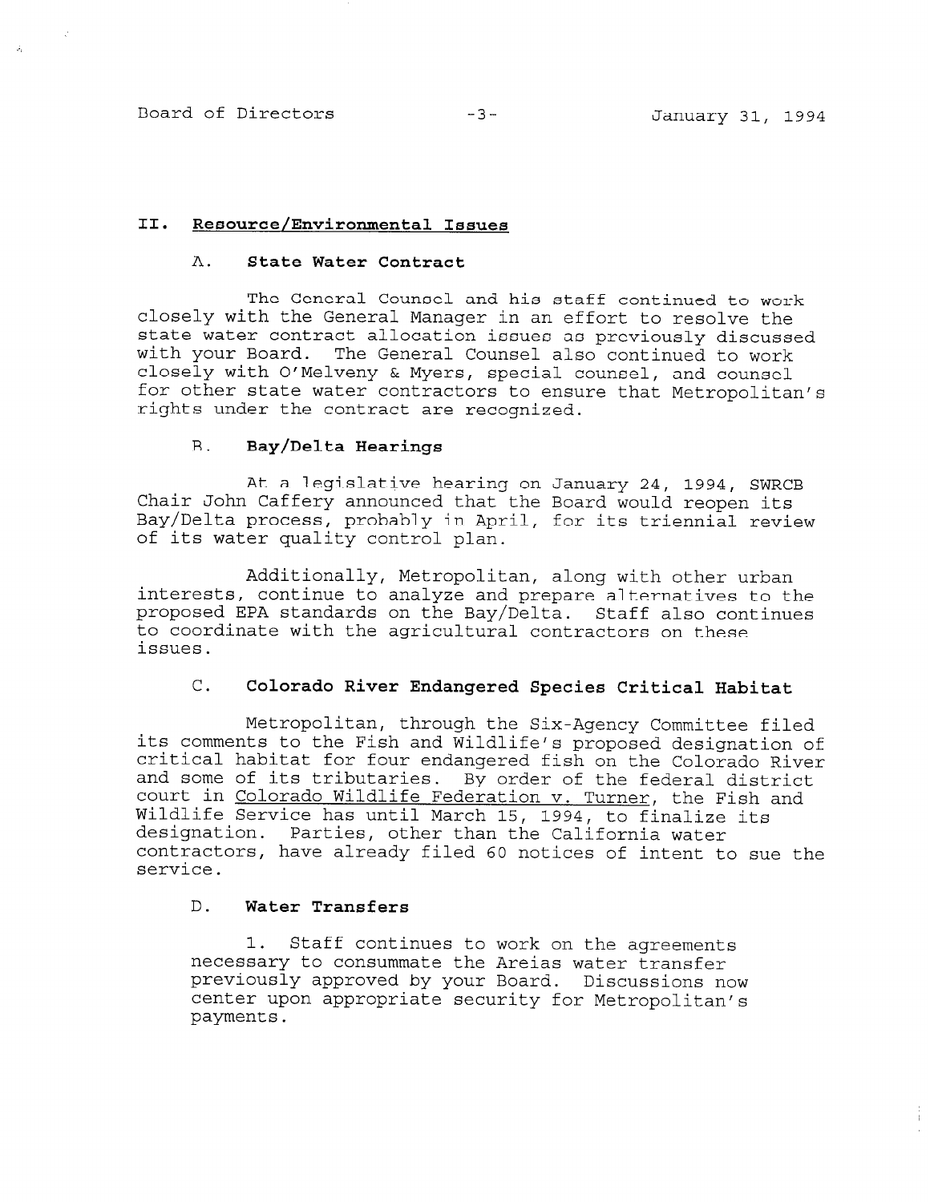## II. Resource/Environmental Issues

### A. State Water Contract

The General Counsel and his staff continued to work closely with the General Manager in an effort to resolve the state water contract allocation issues as previously discussed with your Board. The General Counsel also continued to work closely with O'Melveny & Myers, special counsel, and counsel for other state water contractors to ensure that Metropolitan's rights under the contract are recognized.

### B. Bay/Delta Hearings

At a legislative hearing on January 24, 1994, SWRCB Chair John Caffery announced that the Board would reopen its Bay/Delta process, probably in April, for its triennial review of its water quality control plan.

Additionally, Metropolitan, along with other urban interests, continue to analyze and prepare alternatives to the proposed EPA standards on the Bay/Delta. Staff also continues to coordinate with the agricultural contractors on these issues.

### C. Colorado River Endangered Species Critical Habitat

Metropolitan, through the Six-Agency Committee filed its comments to the Fish and Wildlife's proposed designation of critical habitat for four endangered fish on the Colorado River and some of its tributaries. By order of the federal district court in Colorado Wildlife Federation v. Turner, the Fish and Wildlife Service has until March 15, 1994, to finalize its designation. Parties, other than the California water contractors, have already filed 60 notices of intent to sue the service.

### D. Water Transfers

1. Staff continues to work on the agreements necessary to consummate the Areias water transfer previously approved by your Board. Discussions now center upon appropriate security for Metropolitan's payments.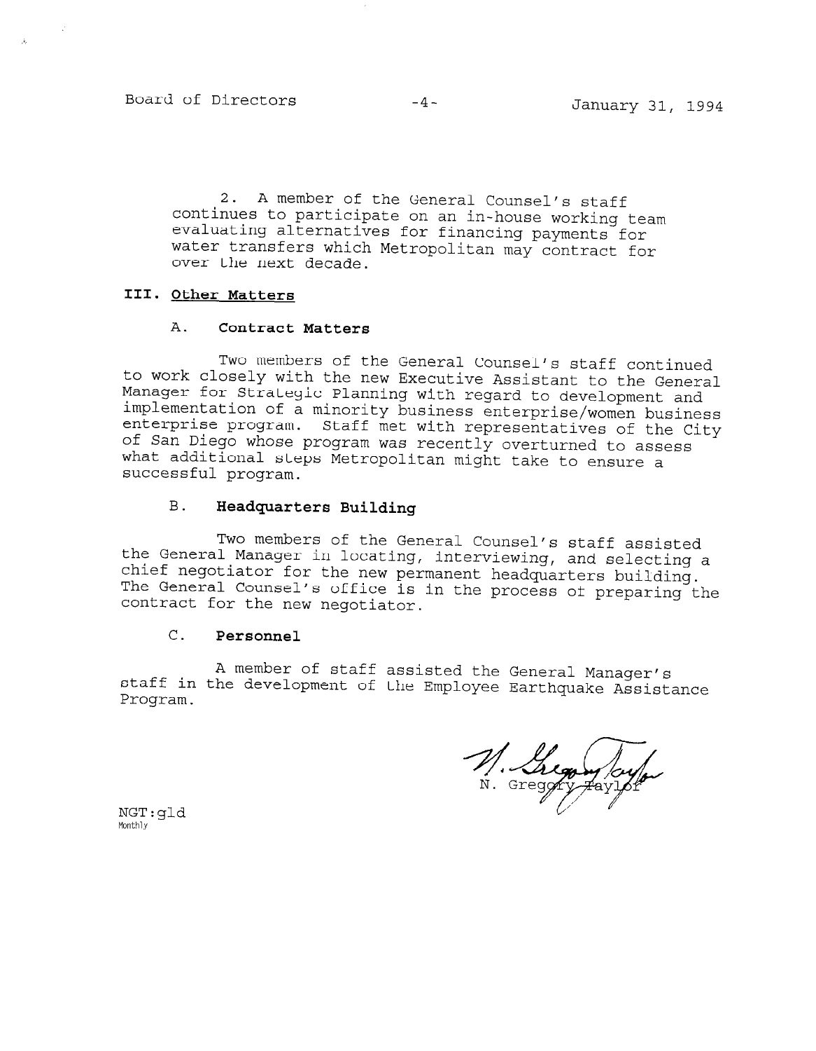2. A member of the General Counsel's staff continues to participate on an in-house working team evaluating alternatives for financing payments for water transfers which Metropolitan may contract for over the next decade.

## III. Other Matters

### A. Contract Matters

Two members of the General Counsel's staff continued to work closely with the new Executive Assistant to the General Manager for Strategic Planning with regard to development and implementation of a minority business enterprise/women business enterprise program. Staff met with representatives of the City of San Diego whose program was recently overturned to assess what additional steps Metropolitan might take to ensure a successful program.

### B. Headquarters Building

Two members of the General Counsel's staff assisted the General Manager in locating, interviewing, and selecting a chief negotiator for the new permanent headquarters building. The General Counsel's office is in the process of preparing the contract for the new negotiator.

### C. Personnel

A member of staff assisted the General Manager's staff in the development of the Employee Earthquake Assistance Program.

N. Gregory Taylor

NGT:gld
Monthly